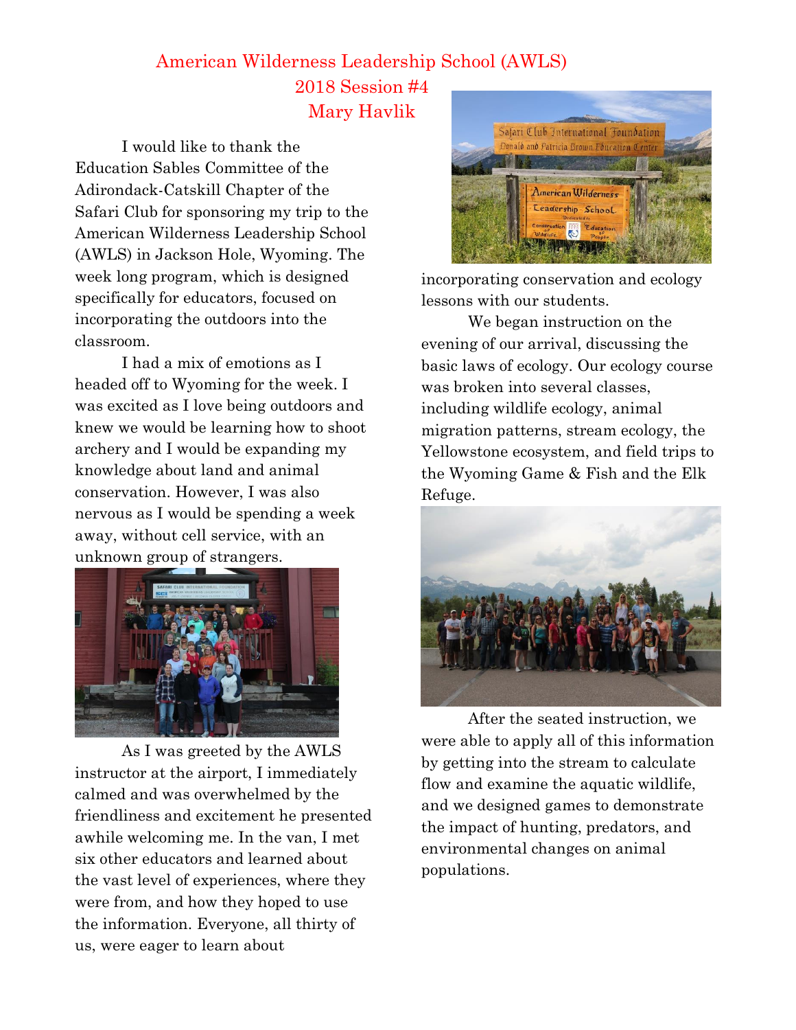# American Wilderness Leadership School (AWLS)

## 2018 Session #4

## Mary Havlik

I would like to thank the Education Sables Committee of the Adirondack-Catskill Chapter of the Safari Club for sponsoring my trip to the American Wilderness Leadership School (AWLS) in Jackson Hole, Wyoming. The week long program, which is designed specifically for educators, focused on incorporating the outdoors into the classroom.

I had a mix of emotions as I headed off to Wyoming for the week. I was excited as I love being outdoors and knew we would be learning how to shoot archery and I would be expanding my knowledge about land and animal conservation. However, I was also nervous as I would be spending a week away, without cell service, with an unknown group of strangers.

As I was greeted by the AWLS instructor at the airport, I immediately calmed and was overwhelmed by the friendliness and excitement he presented awhile welcoming me. In the van, I met six other educators and learned about the vast level of experiences, where they were from, and how they hoped to use the information. Everyone, all thirty of us, were eager to learn about incorporating conservation and ecology lessons with our students.

We began instruction on the evening of our arrival, discussing the basic laws of ecology. Our ecology course was broken into several classes, including wildlife ecology, animal migration patterns, stream ecology, the Yellowstone ecosystem, and field trips to the Wyoming Game & Fish and the Elk Refuge.

After the seated instruction, we were able to apply all of this information by getting into the stream to calculate flow and examine the aquatic wildlife, and we designed games to demonstrate the impact of hunting, predators, and environmental changes on animal populations.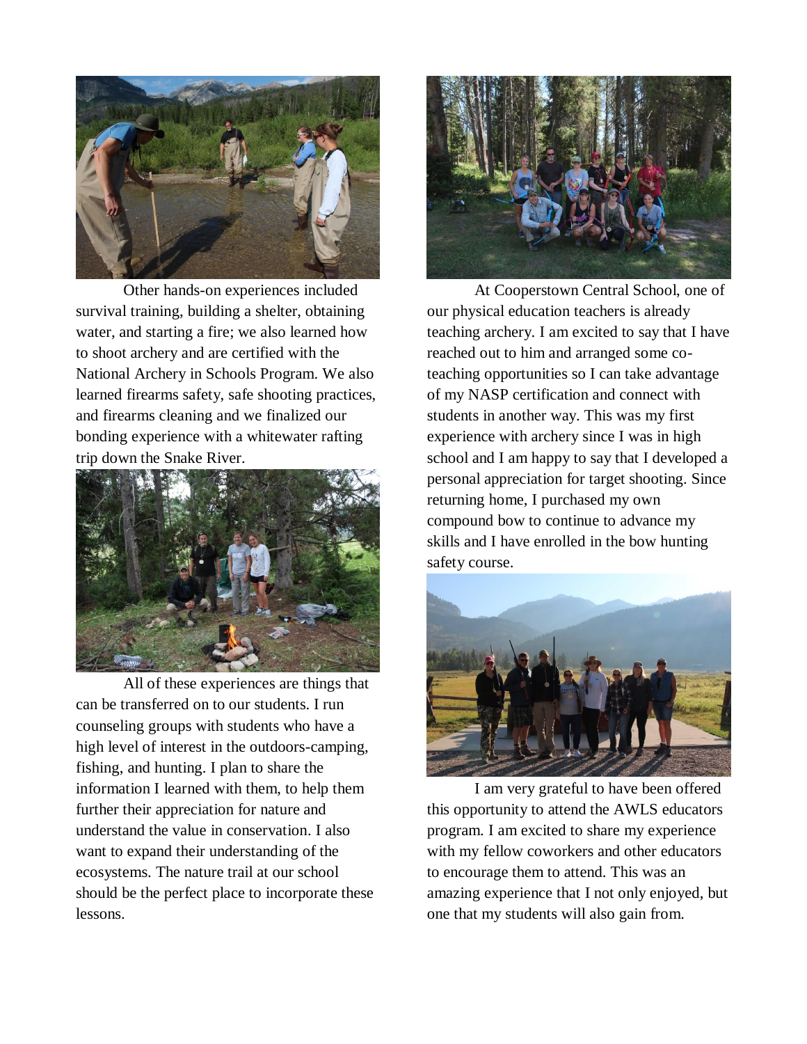Other hands-on experiences included survival training, building a shelter, obtaining water, and starting a fire; we also learned how to shoot archery and are certified with the National Archery in Schools Program. We also learned firearms safety, safe shooting practices, and firearms cleaning and we finalized our bonding experience with a whitewater rafting trip down the Snake River.

All of these experiences are things that can be transferred on to our students. I run counseling groups with students who have a high level of interest in the outdoors-camping, fishing, and hunting. I plan to share the information I learned with them, to help them further their appreciation for nature and understand the value in conservation. I also want to expand their understanding of the ecosystems. The nature trail at our school should be the perfect place to incorporate these lessons.

At Cooperstown Central School, one of our physical education teachers is already teaching archery. I am excited to say that I have reached out to him and arranged some co-teaching opportunities so I can take advantage of my NASP certification and connect with students in another way. This was my first experience with archery since I was in high school and I am happy to say that I developed a personal appreciation for target shooting. Since returning home, I purchased my own compound bow to continue to advance my skills and I have enrolled in the bow hunting safety course.

I am very grateful to have been offered this opportunity to attend the AWLS educators program. I am excited to share my experience with my fellow coworkers and other educators to encourage them to attend. This was an amazing experience that I not only enjoyed, but one that my students will also gain from.